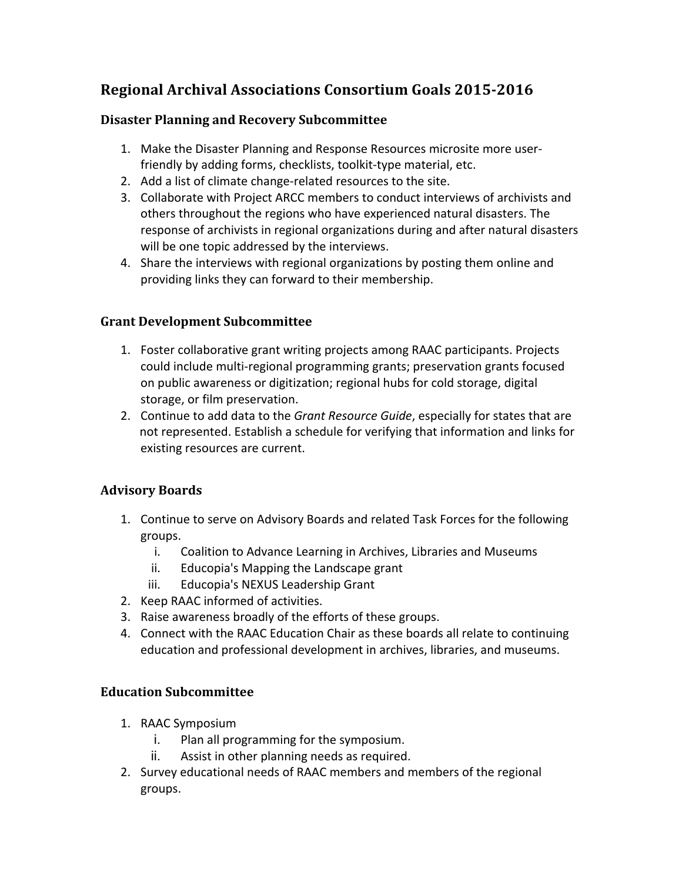# Regional Archival Associations Consortium Goals 2015-2016

## Disaster Planning and Recovery Subcommittee

1. Make the Disaster Planning and Response Resources microsite more user-friendly by adding forms, checklists, toolkit-type material, etc.
2. Add a list of climate change-related resources to the site.
3. Collaborate with Project ARCC members to conduct interviews of archivists and others throughout the regions who have experienced natural disasters. The response of archivists in regional organizations during and after natural disasters will be one topic addressed by the interviews.
4. Share the interviews with regional organizations by posting them online and providing links they can forward to their membership.

## Grant Development Subcommittee

1. Foster collaborative grant writing projects among RAAC participants. Projects could include multi-regional programming grants; preservation grants focused on public awareness or digitization; regional hubs for cold storage, digital storage, or film preservation.
2. Continue to add data to the *Grant Resource Guide*, especially for states that are not represented. Establish a schedule for verifying that information and links for existing resources are current.

## Advisory Boards

1. Continue to serve on Advisory Boards and related Task Forces for the following groups.
   i. Coalition to Advance Learning in Archives, Libraries and Museums
   ii. Educopia's Mapping the Landscape grant
   iii. Educopia's NEXUS Leadership Grant
2. Keep RAAC informed of activities.
3. Raise awareness broadly of the efforts of these groups.
4. Connect with the RAAC Education Chair as these boards all relate to continuing education and professional development in archives, libraries, and museums.

## Education Subcommittee

1. RAAC Symposium
   i. Plan all programming for the symposium.
   ii. Assist in other planning needs as required.
2. Survey educational needs of RAAC members and members of the regional groups.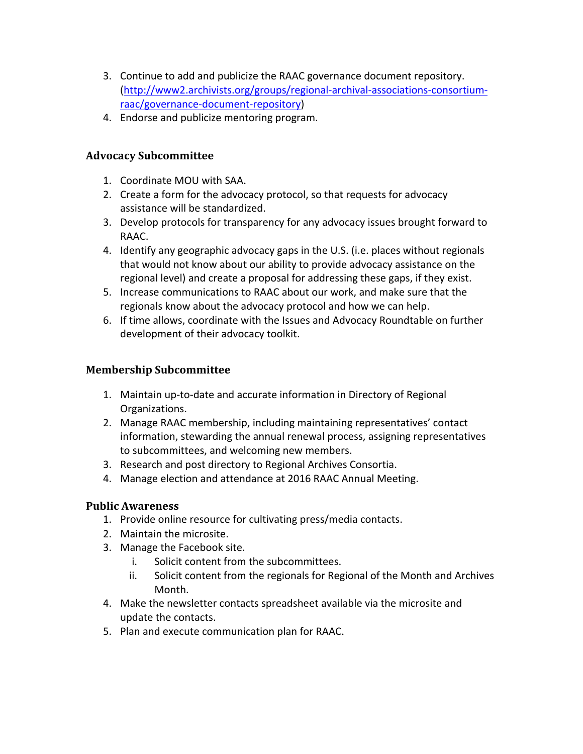3. Continue to add and publicize the RAAC governance document repository. (http://www2.archivists.org/groups/regional-archival-associations-consortium-raac/governance-document-repository)
4. Endorse and publicize mentoring program.

### Advocacy Subcommittee

1. Coordinate MOU with SAA.
2. Create a form for the advocacy protocol, so that requests for advocacy assistance will be standardized.
3. Develop protocols for transparency for any advocacy issues brought forward to RAAC.
4. Identify any geographic advocacy gaps in the U.S. (i.e. places without regionals that would not know about our ability to provide advocacy assistance on the regional level) and create a proposal for addressing these gaps, if they exist.
5. Increase communications to RAAC about our work, and make sure that the regionals know about the advocacy protocol and how we can help.
6. If time allows, coordinate with the Issues and Advocacy Roundtable on further development of their advocacy toolkit.

### Membership Subcommittee

1. Maintain up-to-date and accurate information in Directory of Regional Organizations.
2. Manage RAAC membership, including maintaining representatives' contact information, stewarding the annual renewal process, assigning representatives to subcommittees, and welcoming new members.
3. Research and post directory to Regional Archives Consortia.
4. Manage election and attendance at 2016 RAAC Annual Meeting.

### Public Awareness

1. Provide online resource for cultivating press/media contacts.
2. Maintain the microsite.
3. Manage the Facebook site.
   i. Solicit content from the subcommittees.
   ii. Solicit content from the regionals for Regional of the Month and Archives Month.
4. Make the newsletter contacts spreadsheet available via the microsite and update the contacts.
5. Plan and execute communication plan for RAAC.